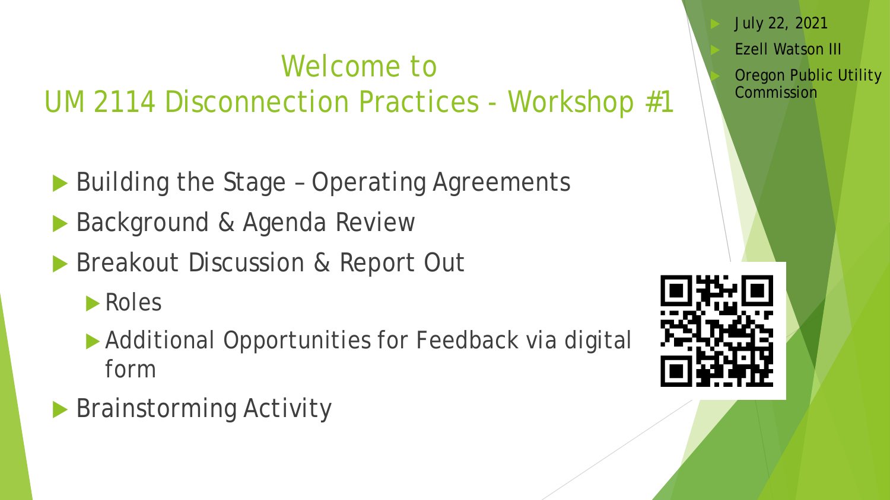# Welcome to UM 2114 Disconnection Practices - Workshop #1

- July 22, 2021
- Ezell Watson III
- Oregon Public Utility Commission

- Building the Stage – Operating Agreements
- Background & Agenda Review
- Breakout Discussion & Report Out
  - Roles
  - Additional Opportunities for Feedback via digital form
- Brainstorming Activity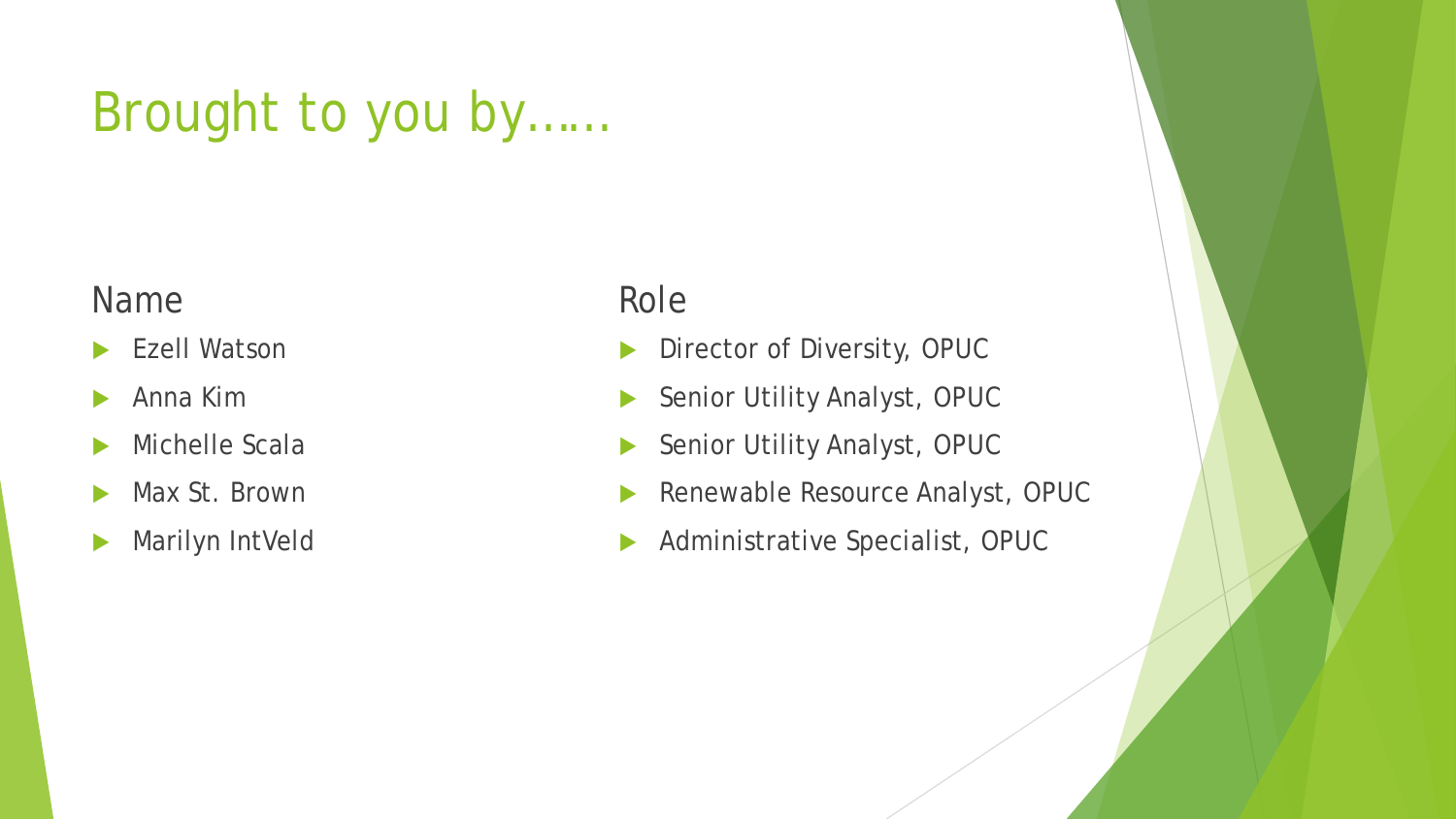# Brought to you by……

| Name | Role |
| --- | --- |
| Ezell Watson | Director of Diversity, OPUC |
| Anna Kim | Senior Utility Analyst, OPUC |
| Michelle Scala | Senior Utility Analyst, OPUC |
| Max St. Brown | Renewable Resource Analyst, OPUC |
| Marilyn IntVeld | Administrative Specialist, OPUC |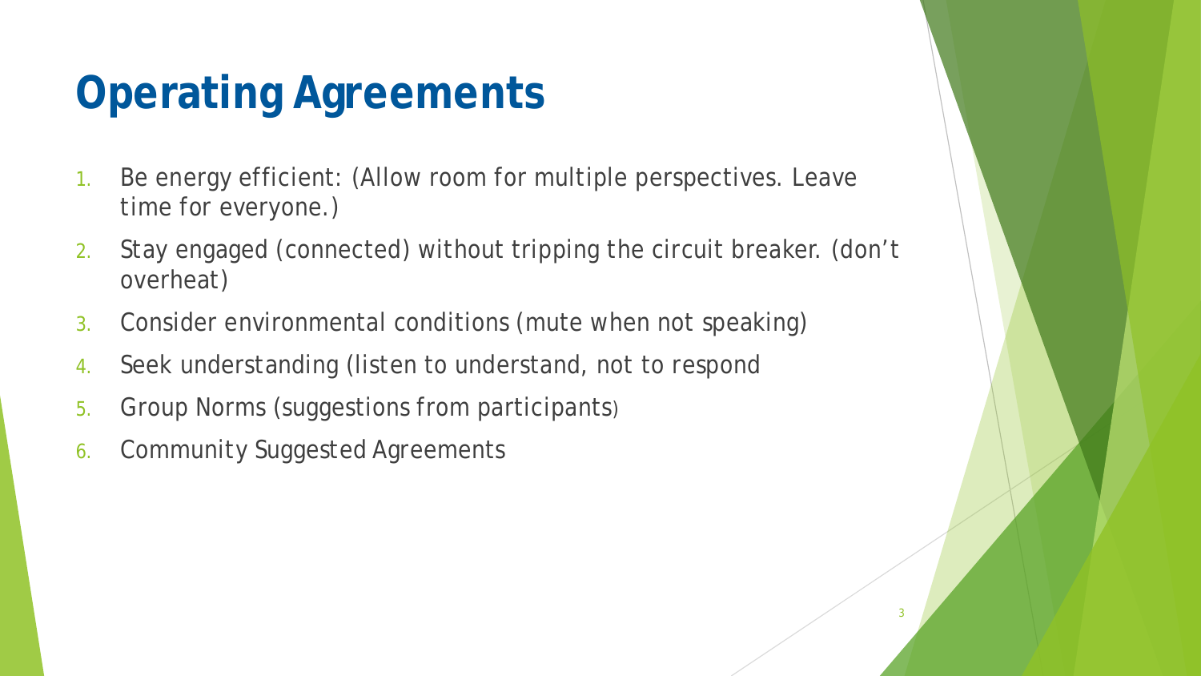# Operating Agreements

1. Be energy efficient: (Allow room for multiple perspectives. Leave time for everyone.)
2. Stay engaged (connected) without tripping the circuit breaker. (don't overheat)
3. Consider environmental conditions (mute when not speaking)
4. Seek understanding (listen to understand, not to respond
5. Group Norms (suggestions from participants)
6. Community Suggested Agreements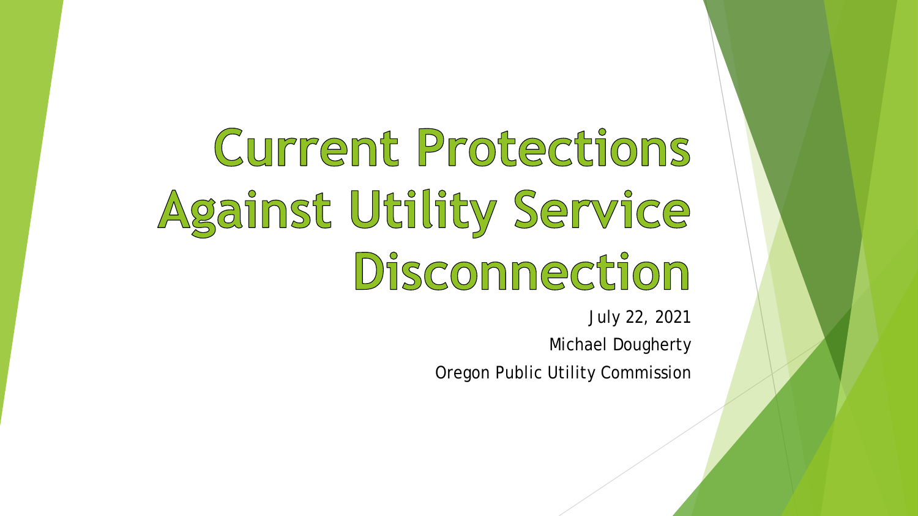# Current Protections Against Utility Service Disconnection

July 22, 2021

Michael Dougherty

Oregon Public Utility Commission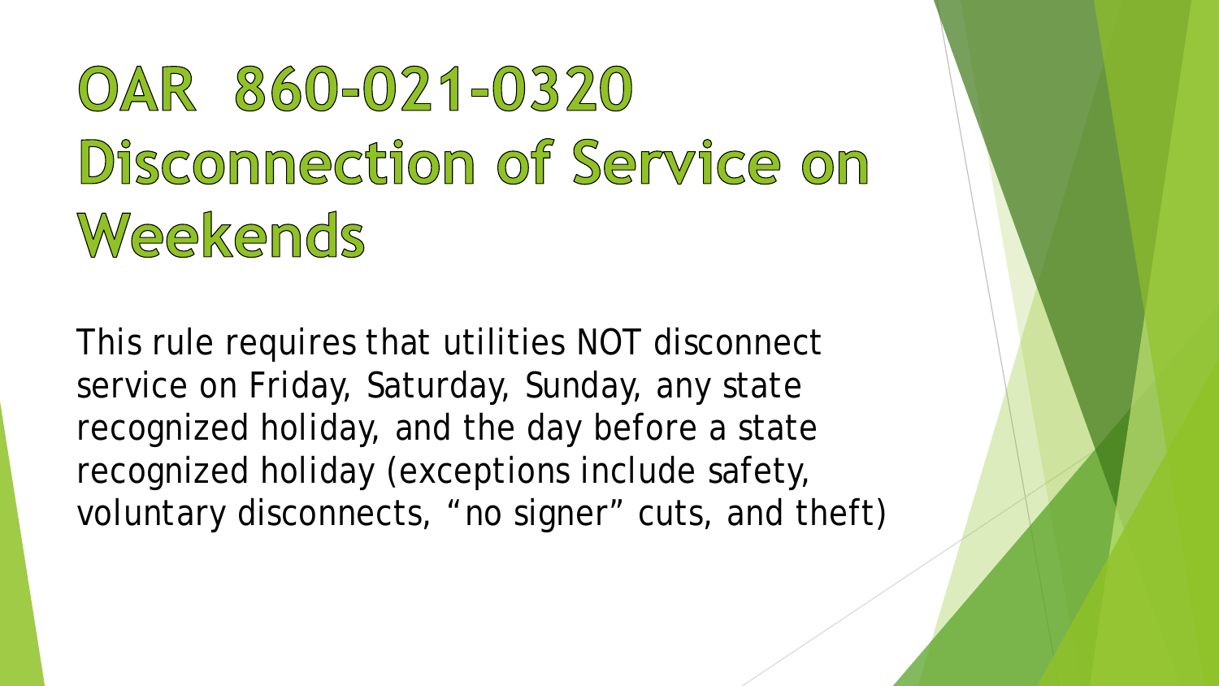# OAR 860-021-0320 Disconnection of Service on Weekends

This rule requires that utilities NOT disconnect service on Friday, Saturday, Sunday, any state recognized holiday, and the day before a state recognized holiday (exceptions include safety, voluntary disconnects, "no signer" cuts, and theft)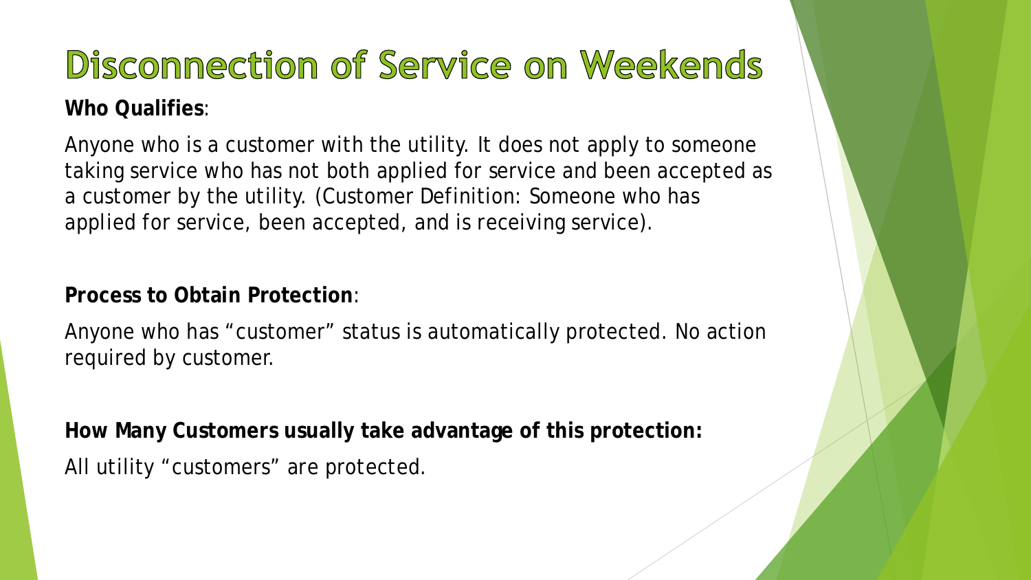# Disconnection of Service on Weekends

**Who Qualifies**:

Anyone who is a customer with the utility. It does not apply to someone taking service who has not both applied for service and been accepted as a customer by the utility. (Customer Definition: Someone who has applied for service, been accepted, and is receiving service).

**Process to Obtain Protection**:

Anyone who has "customer" status is automatically protected. No action required by customer.

**How Many Customers usually take advantage of this protection:**

All utility "customers" are protected.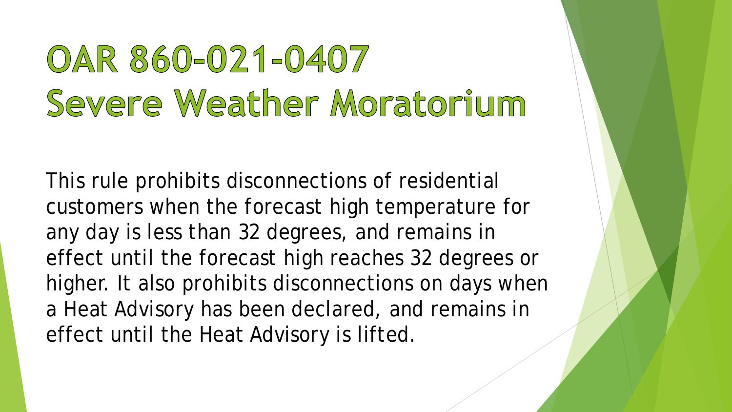# OAR 860-021-0407 Severe Weather Moratorium

This rule prohibits disconnections of residential customers when the forecast high temperature for any day is less than 32 degrees, and remains in effect until the forecast high reaches 32 degrees or higher. It also prohibits disconnections on days when a Heat Advisory has been declared, and remains in effect until the Heat Advisory is lifted.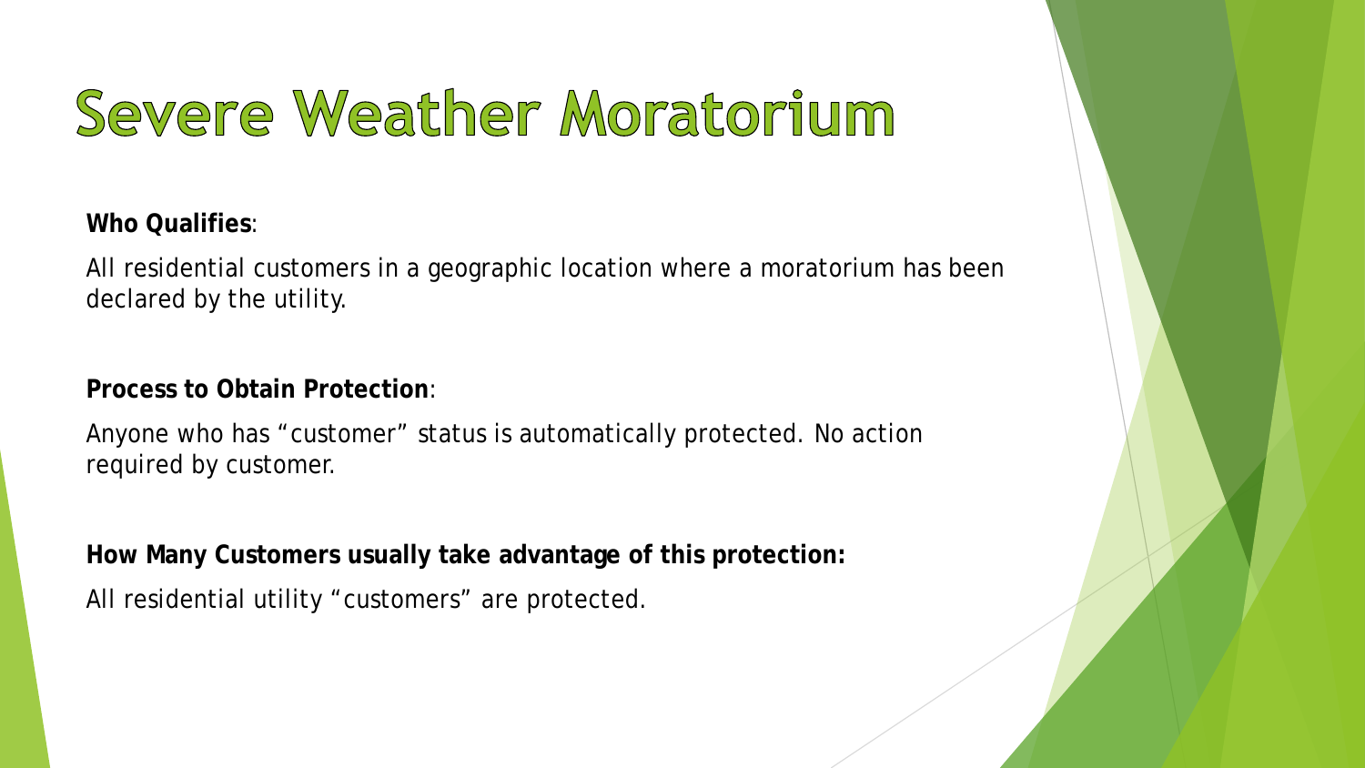# Severe Weather Moratorium

**Who Qualifies**:

All residential customers in a geographic location where a moratorium has been declared by the utility.

**Process to Obtain Protection**:

Anyone who has "customer" status is automatically protected. No action required by customer.

**How Many Customers usually take advantage of this protection:**

All residential utility "customers" are protected.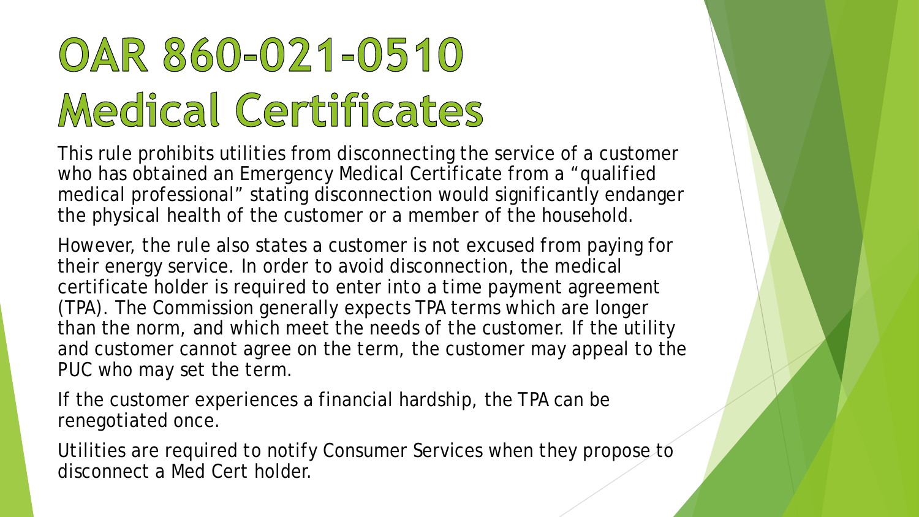# OAR 860-021-0510 Medical Certificates

This rule prohibits utilities from disconnecting the service of a customer who has obtained an Emergency Medical Certificate from a "qualified medical professional" stating disconnection would significantly endanger the physical health of the customer or a member of the household.

However, the rule also states a customer is not excused from paying for their energy service. In order to avoid disconnection, the medical certificate holder is required to enter into a time payment agreement (TPA). The Commission generally expects TPA terms which are longer than the norm, and which meet the needs of the customer. If the utility and customer cannot agree on the term, the customer may appeal to the PUC who may set the term.

If the customer experiences a financial hardship, the TPA can be renegotiated once.

Utilities are required to notify Consumer Services when they propose to disconnect a Med Cert holder.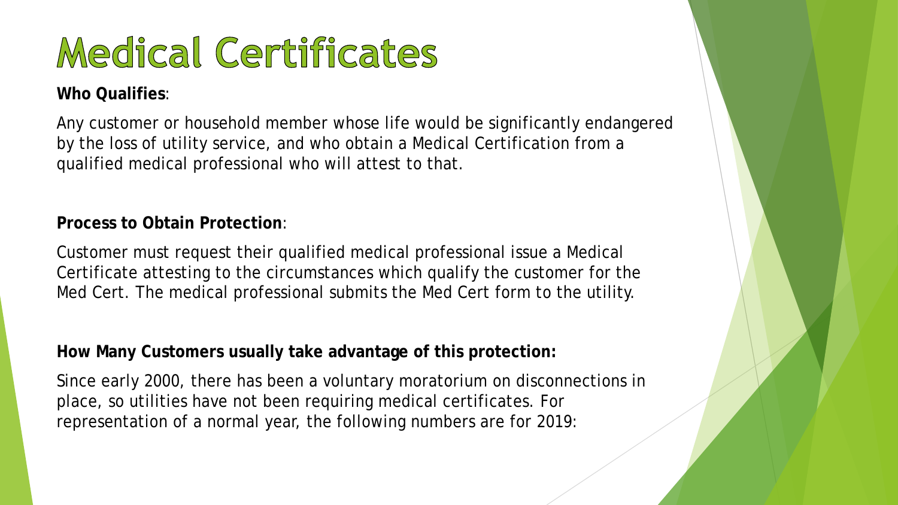# Medical Certificates

**Who Qualifies**:

Any customer or household member whose life would be significantly endangered by the loss of utility service, and who obtain a Medical Certification from a qualified medical professional who will attest to that.

**Process to Obtain Protection**:

Customer must request their qualified medical professional issue a Medical Certificate attesting to the circumstances which qualify the customer for the Med Cert. The medical professional submits the Med Cert form to the utility.

**How Many Customers usually take advantage of this protection:**

Since early 2000, there has been a voluntary moratorium on disconnections in place, so utilities have not been requiring medical certificates. For representation of a normal year, the following numbers are for 2019: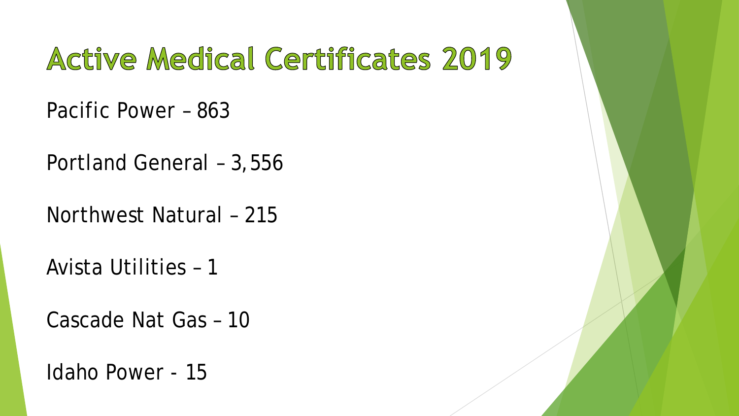# Active Medical Certificates 2019

Pacific Power – 863

Portland General – 3,556

Northwest Natural – 215

Avista Utilities – 1

Cascade Nat Gas – 10

Idaho Power - 15